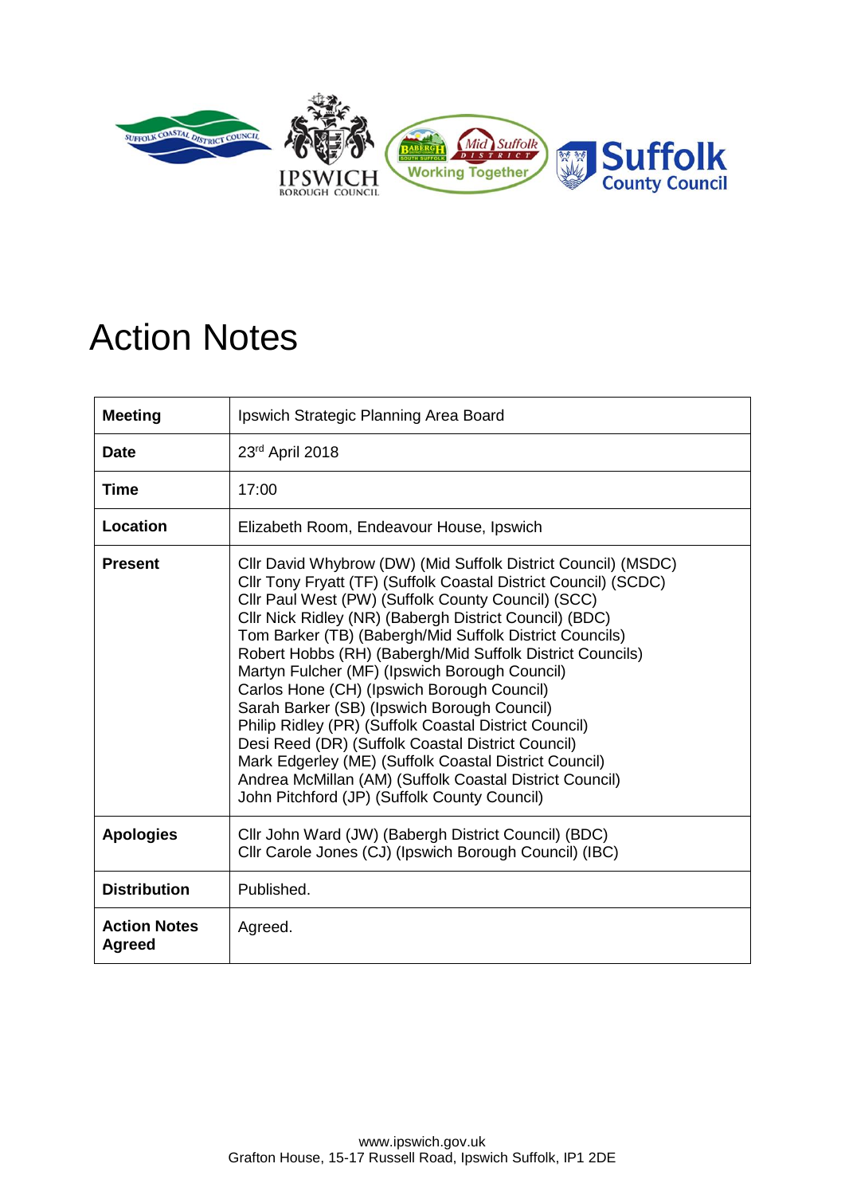# Action Notes

| **Meeting** | Ipswich Strategic Planning Area Board |
|---|---|
| **Date** | 23rd April 2018 |
| **Time** | 17:00 |
| **Location** | Elizabeth Room, Endeavour House, Ipswich |
| **Present** | Cllr David Whybrow (DW) (Mid Suffolk District Council) (MSDC)<br>Cllr Tony Fryatt (TF) (Suffolk Coastal District Council) (SCDC)<br>Cllr Paul West (PW) (Suffolk County Council) (SCC)<br>Cllr Nick Ridley (NR) (Babergh District Council) (BDC)<br>Tom Barker (TB) (Babergh/Mid Suffolk District Councils)<br>Robert Hobbs (RH) (Babergh/Mid Suffolk District Councils)<br>Martyn Fulcher (MF) (Ipswich Borough Council)<br>Carlos Hone (CH) (Ipswich Borough Council)<br>Sarah Barker (SB) (Ipswich Borough Council)<br>Philip Ridley (PR) (Suffolk Coastal District Council)<br>Desi Reed (DR) (Suffolk Coastal District Council)<br>Mark Edgerley (ME) (Suffolk Coastal District Council)<br>Andrea McMillan (AM) (Suffolk Coastal District Council)<br>John Pitchford (JP) (Suffolk County Council) |
| **Apologies** | Cllr John Ward (JW) (Babergh District Council) (BDC)<br>Cllr Carole Jones (CJ) (Ipswich Borough Council) (IBC) |
| **Distribution** | Published. |
| **Action Notes Agreed** | Agreed. |

www.ipswich.gov.uk
Grafton House, 15-17 Russell Road, Ipswich Suffolk, IP1 2DE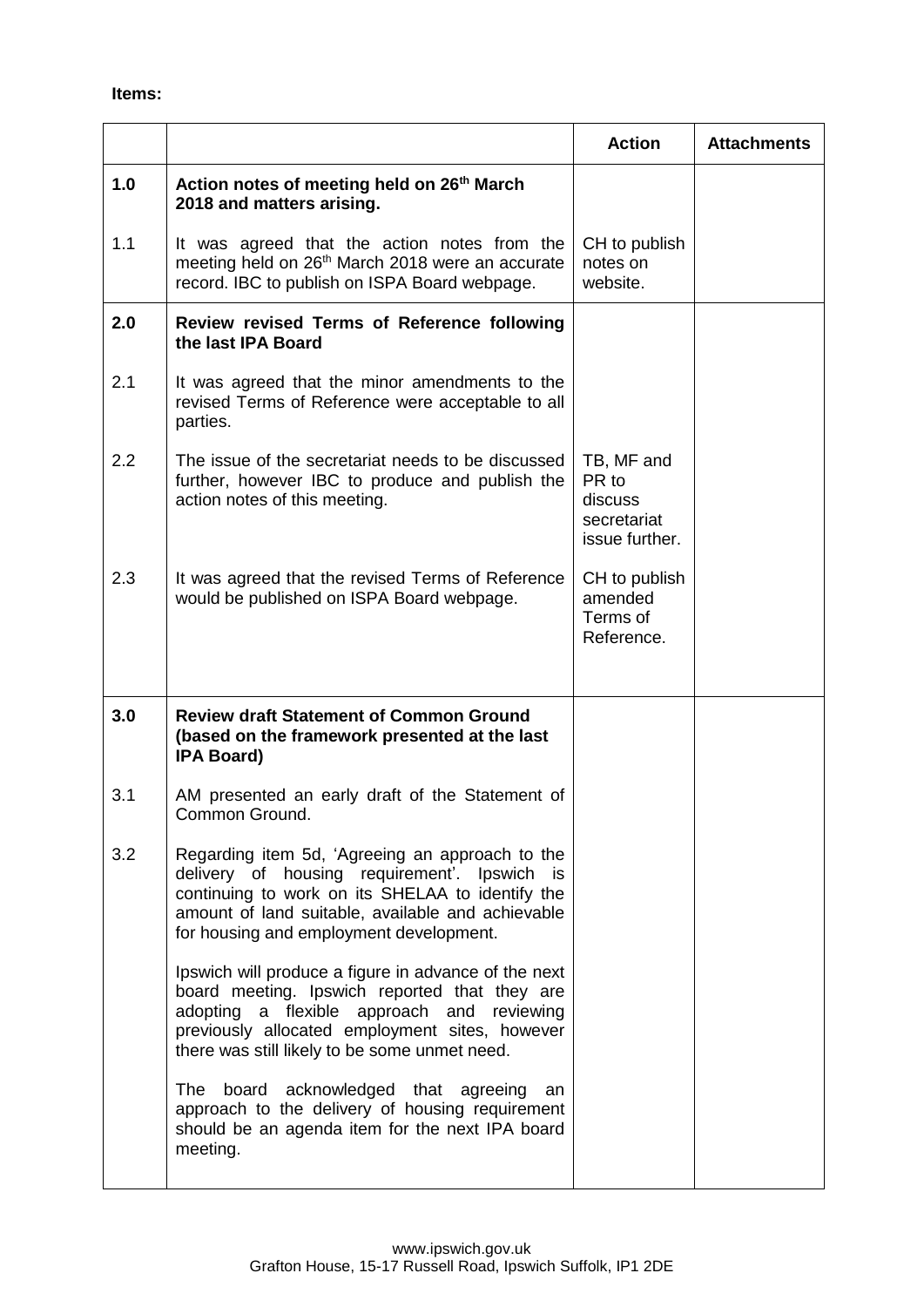**Items:**

| | | Action | Attachments |
|---|---|---|---|
| **1.0** | **Action notes of meeting held on 26th March 2018 and matters arising.** | | |
| 1.1 | It was agreed that the action notes from the meeting held on 26th March 2018 were an accurate record. IBC to publish on ISPA Board webpage. | CH to publish notes on website. | |
| **2.0** | **Review revised Terms of Reference following the last IPA Board** | | |
| 2.1 | It was agreed that the minor amendments to the revised Terms of Reference were acceptable to all parties. | | |
| 2.2 | The issue of the secretariat needs to be discussed further, however IBC to produce and publish the action notes of this meeting. | TB, MF and PR to discuss secretariat issue further. | |
| 2.3 | It was agreed that the revised Terms of Reference would be published on ISPA Board webpage. | CH to publish amended Terms of Reference. | |
| **3.0** | **Review draft Statement of Common Ground (based on the framework presented at the last IPA Board)** | | |
| 3.1 | AM presented an early draft of the Statement of Common Ground. | | |
| 3.2 | Regarding item 5d, 'Agreeing an approach to the delivery of housing requirement'. Ipswich is continuing to work on its SHELAA to identify the amount of land suitable, available and achievable for housing and employment development.<br><br>Ipswich will produce a figure in advance of the next board meeting. Ipswich reported that they are adopting a flexible approach and reviewing previously allocated employment sites, however there was still likely to be some unmet need.<br><br>The board acknowledged that agreeing an approach to the delivery of housing requirement should be an agenda item for the next IPA board meeting. | | |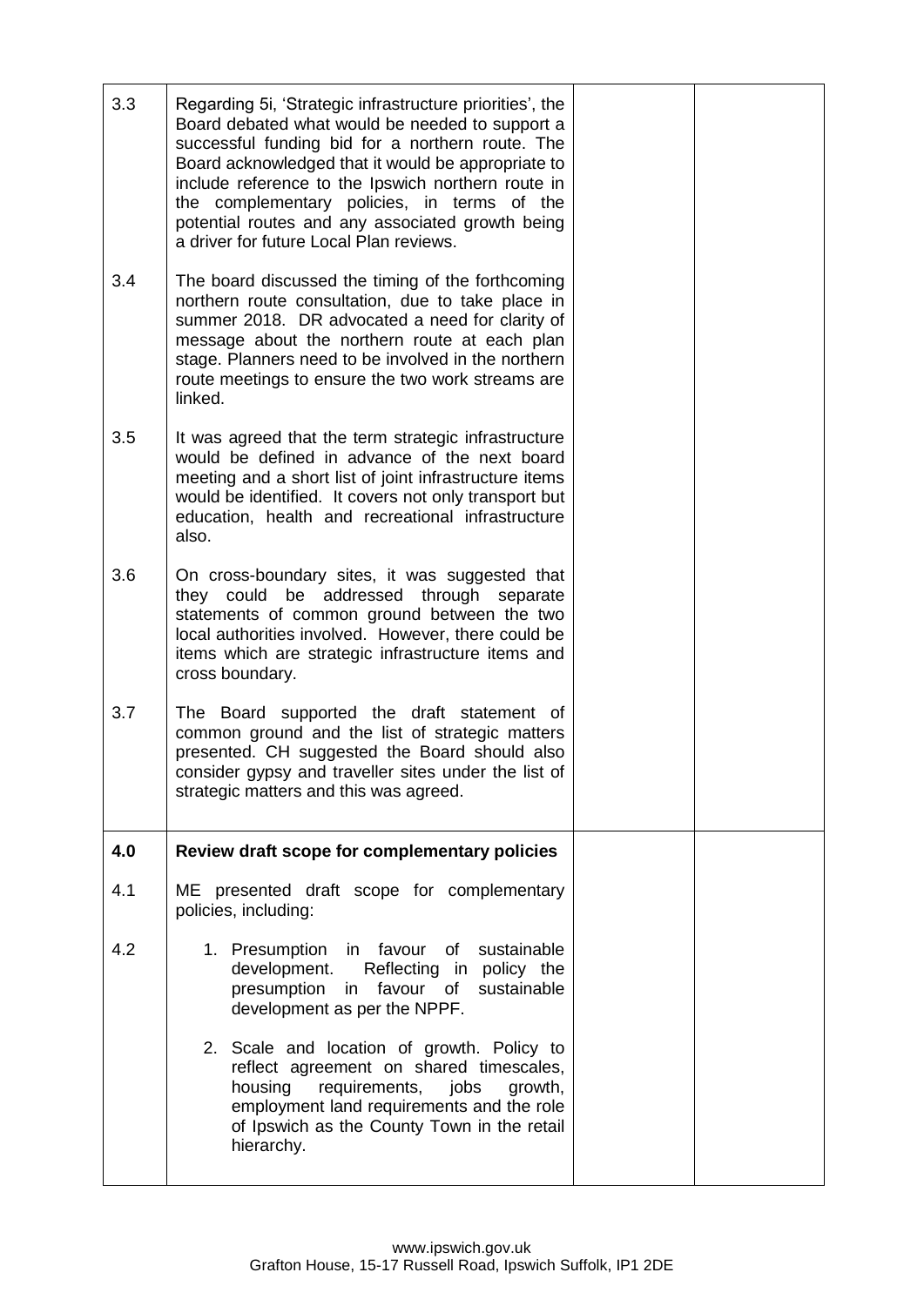| | | | |
|---|---|---|---|
| 3.3 | Regarding 5i, 'Strategic infrastructure priorities', the Board debated what would be needed to support a successful funding bid for a northern route. The Board acknowledged that it would be appropriate to include reference to the Ipswich northern route in the complementary policies, in terms of the potential routes and any associated growth being a driver for future Local Plan reviews. | | |
| 3.4 | The board discussed the timing of the forthcoming northern route consultation, due to take place in summer 2018. DR advocated a need for clarity of message about the northern route at each plan stage. Planners need to be involved in the northern route meetings to ensure the two work streams are linked. | | |
| 3.5 | It was agreed that the term strategic infrastructure would be defined in advance of the next board meeting and a short list of joint infrastructure items would be identified. It covers not only transport but education, health and recreational infrastructure also. | | |
| 3.6 | On cross-boundary sites, it was suggested that they could be addressed through separate statements of common ground between the two local authorities involved. However, there could be items which are strategic infrastructure items and cross boundary. | | |
| 3.7 | The Board supported the draft statement of common ground and the list of strategic matters presented. CH suggested the Board should also consider gypsy and traveller sites under the list of strategic matters and this was agreed. | | |
| **4.0** | **Review draft scope for complementary policies** | | |
| 4.1 | ME presented draft scope for complementary policies, including: | | |
| 4.2 | 1. Presumption in favour of sustainable development. Reflecting in policy the presumption in favour of sustainable development as per the NPPF.<br><br>2. Scale and location of growth. Policy to reflect agreement on shared timescales, housing requirements, jobs growth, employment land requirements and the role of Ipswich as the County Town in the retail hierarchy. | | |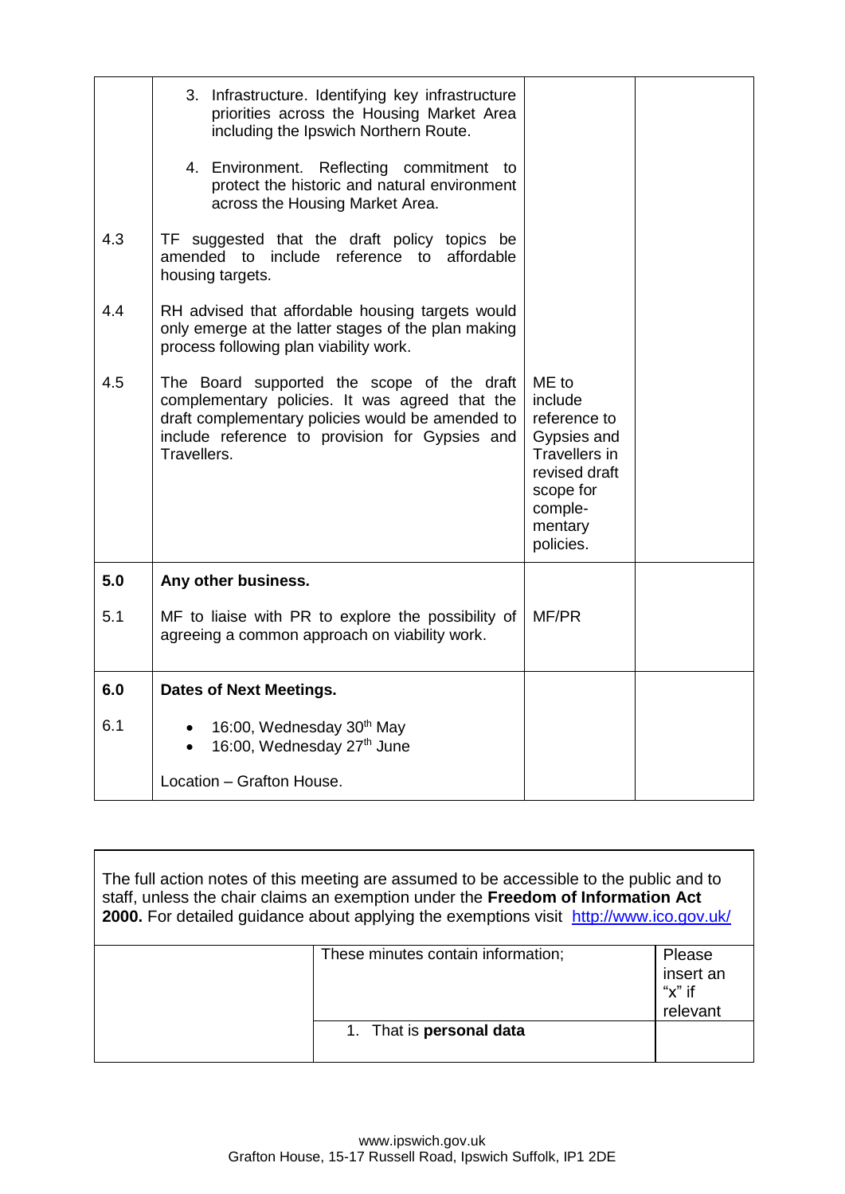| | | | |
|---|---|---|---|
| | 3. Infrastructure. Identifying key infrastructure priorities across the Housing Market Area including the Ipswich Northern Route.<br><br>4. Environment. Reflecting commitment to protect the historic and natural environment across the Housing Market Area. | | |
| 4.3 | TF suggested that the draft policy topics be amended to include reference to affordable housing targets. | | |
| 4.4 | RH advised that affordable housing targets would only emerge at the latter stages of the plan making process following plan viability work. | | |
| 4.5 | The Board supported the scope of the draft complementary policies. It was agreed that the draft complementary policies would be amended to include reference to provision for Gypsies and Travellers. | ME to include reference to Gypsies and Travellers in revised draft scope for comple-mentary policies. | |
| **5.0** | **Any other business.** | | |
| 5.1 | MF to liaise with PR to explore the possibility of agreeing a common approach on viability work. | MF/PR | |
| **6.0** | **Dates of Next Meetings.** | | |
| 6.1 | • 16:00, Wednesday 30th May<br>• 16:00, Wednesday 27th June<br><br>Location – Grafton House. | | |

The full action notes of this meeting are assumed to be accessible to the public and to staff, unless the chair claims an exemption under the **Freedom of Information Act 2000.** For detailed guidance about applying the exemptions visit http://www.ico.gov.uk/

| | These minutes contain information; | Please insert an "x" if relevant |
|---|---|---|
| | 1. That is **personal data** | |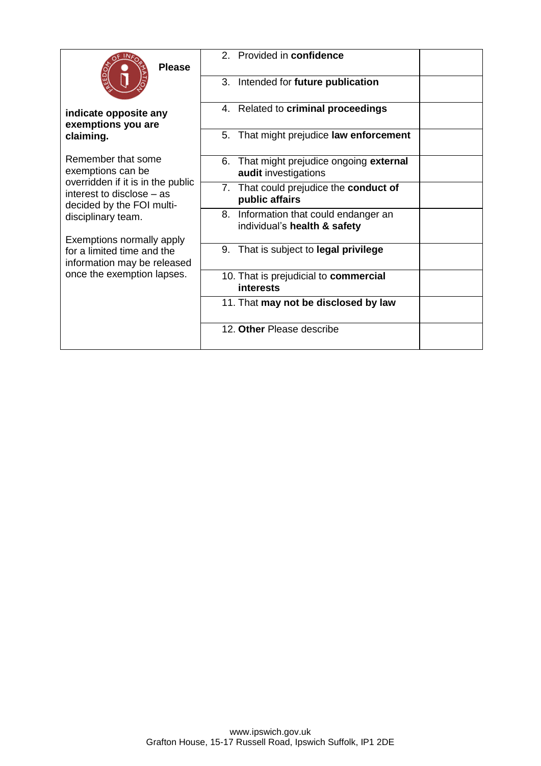| | | |
|---|---|---|
| **Please indicate opposite any exemptions you are claiming.**<br><br>Remember that some exemptions can be overridden if it is in the public interest to disclose – as decided by the FOI multi-disciplinary team.<br><br>Exemptions normally apply for a limited time and the information may be released once the exemption lapses. | 2. Provided in **confidence** | |
| | 3. Intended for **future publication** | |
| | 4. Related to **criminal proceedings** | |
| | 5. That might prejudice **law enforcement** | |
| | 6. That might prejudice ongoing **external audit** investigations | |
| | 7. That could prejudice the **conduct of public affairs** | |
| | 8. Information that could endanger an individual's **health & safety** | |
| | 9. That is subject to **legal privilege** | |
| | 10. That is prejudicial to **commercial interests** | |
| | 11. That **may not be disclosed by law** | |
| | 12. **Other** Please describe | |

www.ipswich.gov.uk
Grafton House, 15-17 Russell Road, Ipswich Suffolk, IP1 2DE